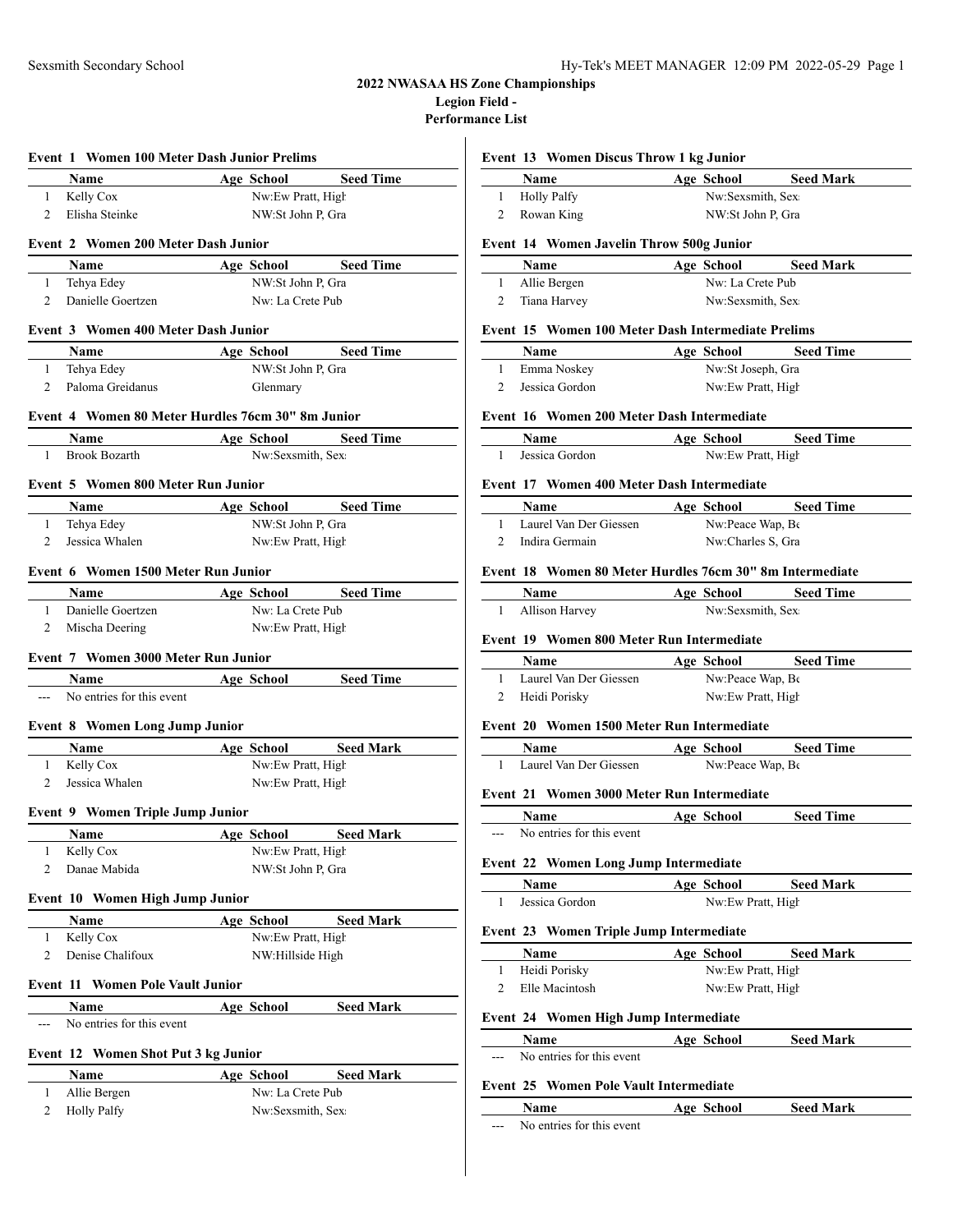## 2022 NWASAA HS Zone Championships

**Legion Field -**

**Performance List**

### Event 1 Women 100 Meter Dash Junior Prelims

| | Name | Age | School | Seed Time |
|---|---|---|---|---|
| 1 | Kelly Cox | | Nw:Ew Pratt, High | |
| 2 | Elisha Steinke | | NW:St John P, Gra | |

### Event 2 Women 200 Meter Dash Junior

| | Name | Age | School | Seed Time |
|---|---|---|---|---|
| 1 | Tehya Edey | | NW:St John P, Gra | |
| 2 | Danielle Goertzen | | Nw: La Crete Pub | |

### Event 3 Women 400 Meter Dash Junior

| | Name | Age | School | Seed Time |
|---|---|---|---|---|
| 1 | Tehya Edey | | NW:St John P, Gra | |
| 2 | Paloma Greidanus | | Glenmary | |

### Event 4 Women 80 Meter Hurdles 76cm 30" 8m Junior

| | Name | Age | School | Seed Time |
|---|---|---|---|---|
| 1 | Brook Bozarth | | Nw:Sexsmith, Sex | |

### Event 5 Women 800 Meter Run Junior

| | Name | Age | School | Seed Time |
|---|---|---|---|---|
| 1 | Tehya Edey | | NW:St John P, Gra | |
| 2 | Jessica Whalen | | Nw:Ew Pratt, High | |

### Event 6 Women 1500 Meter Run Junior

| | Name | Age | School | Seed Time |
|---|---|---|---|---|
| 1 | Danielle Goertzen | | Nw: La Crete Pub | |
| 2 | Mischa Deering | | Nw:Ew Pratt, High | |

### Event 7 Women 3000 Meter Run Junior

| | Name | Age | School | Seed Time |
|---|---|---|---|---|
| --- | No entries for this event | | | |

### Event 8 Women Long Jump Junior

| | Name | Age | School | Seed Mark |
|---|---|---|---|---|
| 1 | Kelly Cox | | Nw:Ew Pratt, High | |
| 2 | Jessica Whalen | | Nw:Ew Pratt, High | |

### Event 9 Women Triple Jump Junior

| | Name | Age | School | Seed Mark |
|---|---|---|---|---|
| 1 | Kelly Cox | | Nw:Ew Pratt, High | |
| 2 | Danae Mabida | | NW:St John P, Gra | |

### Event 10 Women High Jump Junior

| | Name | Age | School | Seed Mark |
|---|---|---|---|---|
| 1 | Kelly Cox | | Nw:Ew Pratt, High | |
| 2 | Denise Chalifoux | | NW:Hillside High | |

### Event 11 Women Pole Vault Junior

| | Name | Age | School | Seed Mark |
|---|---|---|---|---|
| --- | No entries for this event | | | |

### Event 12 Women Shot Put 3 kg Junior

| | Name | Age | School | Seed Mark |
|---|---|---|---|---|
| 1 | Allie Bergen | | Nw: La Crete Pub | |
| 2 | Holly Palfy | | Nw:Sexsmith, Sex | |

### Event 13 Women Discus Throw 1 kg Junior

| | Name | Age | School | Seed Mark |
|---|---|---|---|---|
| 1 | Holly Palfy | | Nw:Sexsmith, Sex | |
| 2 | Rowan King | | NW:St John P, Gra | |

### Event 14 Women Javelin Throw 500g Junior

| | Name | Age | School | Seed Mark |
|---|---|---|---|---|
| 1 | Allie Bergen | | Nw: La Crete Pub | |
| 2 | Tiana Harvey | | Nw:Sexsmith, Sex | |

### Event 15 Women 100 Meter Dash Intermediate Prelims

| | Name | Age | School | Seed Time |
|---|---|---|---|---|
| 1 | Emma Noskey | | Nw:St Joseph, Gra | |
| 2 | Jessica Gordon | | Nw:Ew Pratt, High | |

### Event 16 Women 200 Meter Dash Intermediate

| | Name | Age | School | Seed Time |
|---|---|---|---|---|
| 1 | Jessica Gordon | | Nw:Ew Pratt, High | |

### Event 17 Women 400 Meter Dash Intermediate

| | Name | Age | School | Seed Time |
|---|---|---|---|---|
| 1 | Laurel Van Der Giessen | | Nw:Peace Wap, Be | |
| 2 | Indira Germain | | Nw:Charles S, Gra | |

### Event 18 Women 80 Meter Hurdles 76cm 30" 8m Intermediate

| | Name | Age | School | Seed Time |
|---|---|---|---|---|
| 1 | Allison Harvey | | Nw:Sexsmith, Sex | |

### Event 19 Women 800 Meter Run Intermediate

| | Name | Age | School | Seed Time |
|---|---|---|---|---|
| 1 | Laurel Van Der Giessen | | Nw:Peace Wap, Be | |
| 2 | Heidi Porisky | | Nw:Ew Pratt, High | |

### Event 20 Women 1500 Meter Run Intermediate

| | Name | Age | School | Seed Time |
|---|---|---|---|---|
| 1 | Laurel Van Der Giessen | | Nw:Peace Wap, Be | |

### Event 21 Women 3000 Meter Run Intermediate

| | Name | Age | School | Seed Time |
|---|---|---|---|---|
| --- | No entries for this event | | | |

### Event 22 Women Long Jump Intermediate

| | Name | Age | School | Seed Mark |
|---|---|---|---|---|
| 1 | Jessica Gordon | | Nw:Ew Pratt, High | |

### Event 23 Women Triple Jump Intermediate

| | Name | Age | School | Seed Mark |
|---|---|---|---|---|
| 1 | Heidi Porisky | | Nw:Ew Pratt, High | |
| 2 | Elle Macintosh | | Nw:Ew Pratt, High | |

### Event 24 Women High Jump Intermediate

| | Name | Age | School | Seed Mark |
|---|---|---|---|---|
| --- | No entries for this event | | | |

### Event 25 Women Pole Vault Intermediate

| | Name | Age | School | Seed Mark |
|---|---|---|---|---|
| --- | No entries for this event | | | |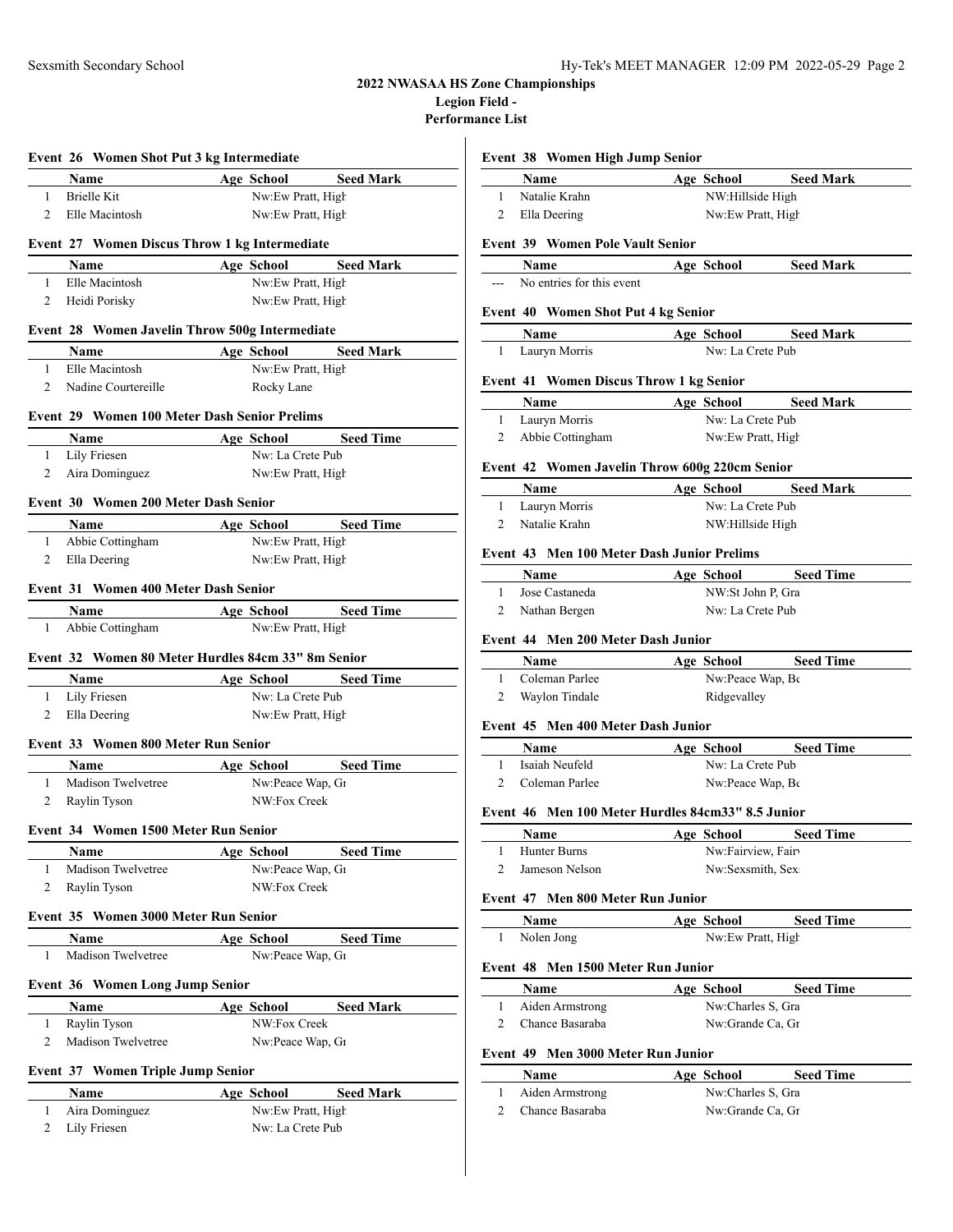## 2022 NWASAA HS Zone Championships
## Legion Field -
## Performance List

### Event 26 Women Shot Put 3 kg Intermediate

| | Name | Age | School | Seed Mark |
|---|---|---|---|---|
| 1 | Brielle Kit | | Nw:Ew Pratt, High | |
| 2 | Elle Macintosh | | Nw:Ew Pratt, High | |

### Event 27 Women Discus Throw 1 kg Intermediate

| | Name | Age | School | Seed Mark |
|---|---|---|---|---|
| 1 | Elle Macintosh | | Nw:Ew Pratt, High | |
| 2 | Heidi Porisky | | Nw:Ew Pratt, High | |

### Event 28 Women Javelin Throw 500g Intermediate

| | Name | Age | School | Seed Mark |
|---|---|---|---|---|
| 1 | Elle Macintosh | | Nw:Ew Pratt, High | |
| 2 | Nadine Courtereille | | Rocky Lane | |

### Event 29 Women 100 Meter Dash Senior Prelims

| | Name | Age | School | Seed Time |
|---|---|---|---|---|
| 1 | Lily Friesen | | Nw: La Crete Pub | |
| 2 | Aira Dominguez | | Nw:Ew Pratt, High | |

### Event 30 Women 200 Meter Dash Senior

| | Name | Age | School | Seed Time |
|---|---|---|---|---|
| 1 | Abbie Cottingham | | Nw:Ew Pratt, High | |
| 2 | Ella Deering | | Nw:Ew Pratt, High | |

### Event 31 Women 400 Meter Dash Senior

| | Name | Age | School | Seed Time |
|---|---|---|---|---|
| 1 | Abbie Cottingham | | Nw:Ew Pratt, High | |

### Event 32 Women 80 Meter Hurdles 84cm 33" 8m Senior

| | Name | Age | School | Seed Time |
|---|---|---|---|---|
| 1 | Lily Friesen | | Nw: La Crete Pub | |
| 2 | Ella Deering | | Nw:Ew Pratt, High | |

### Event 33 Women 800 Meter Run Senior

| | Name | Age | School | Seed Time |
|---|---|---|---|---|
| 1 | Madison Twelvetree | | Nw:Peace Wap, Gr | |
| 2 | Raylin Tyson | | NW:Fox Creek | |

### Event 34 Women 1500 Meter Run Senior

| | Name | Age | School | Seed Time |
|---|---|---|---|---|
| 1 | Madison Twelvetree | | Nw:Peace Wap, Gr | |
| 2 | Raylin Tyson | | NW:Fox Creek | |

### Event 35 Women 3000 Meter Run Senior

| | Name | Age | School | Seed Time |
|---|---|---|---|---|
| 1 | Madison Twelvetree | | Nw:Peace Wap, Gr | |

### Event 36 Women Long Jump Senior

| | Name | Age | School | Seed Mark |
|---|---|---|---|---|
| 1 | Raylin Tyson | | NW:Fox Creek | |
| 2 | Madison Twelvetree | | Nw:Peace Wap, Gr | |

### Event 37 Women Triple Jump Senior

| | Name | Age | School | Seed Mark |
|---|---|---|---|---|
| 1 | Aira Dominguez | | Nw:Ew Pratt, High | |
| 2 | Lily Friesen | | Nw: La Crete Pub | |

### Event 38 Women High Jump Senior

| | Name | Age | School | Seed Mark |
|---|---|---|---|---|
| 1 | Natalie Krahn | | NW:Hillside High | |
| 2 | Ella Deering | | Nw:Ew Pratt, High | |

### Event 39 Women Pole Vault Senior

| | Name | Age | School | Seed Mark |
|---|---|---|---|---|
| --- | No entries for this event | | | |

### Event 40 Women Shot Put 4 kg Senior

| | Name | Age | School | Seed Mark |
|---|---|---|---|---|
| 1 | Lauryn Morris | | Nw: La Crete Pub | |

### Event 41 Women Discus Throw 1 kg Senior

| | Name | Age | School | Seed Mark |
|---|---|---|---|---|
| 1 | Lauryn Morris | | Nw: La Crete Pub | |
| 2 | Abbie Cottingham | | Nw:Ew Pratt, High | |

### Event 42 Women Javelin Throw 600g 220cm Senior

| | Name | Age | School | Seed Mark |
|---|---|---|---|---|
| 1 | Lauryn Morris | | Nw: La Crete Pub | |
| 2 | Natalie Krahn | | NW:Hillside High | |

### Event 43 Men 100 Meter Dash Junior Prelims

| | Name | Age | School | Seed Time |
|---|---|---|---|---|
| 1 | Jose Castaneda | | NW:St John P, Gra | |
| 2 | Nathan Bergen | | Nw: La Crete Pub | |

### Event 44 Men 200 Meter Dash Junior

| | Name | Age | School | Seed Time |
|---|---|---|---|---|
| 1 | Coleman Parlee | | Nw:Peace Wap, Be | |
| 2 | Waylon Tindale | | Ridgevalley | |

### Event 45 Men 400 Meter Dash Junior

| | Name | Age | School | Seed Time |
|---|---|---|---|---|
| 1 | Isaiah Neufeld | | Nw: La Crete Pub | |
| 2 | Coleman Parlee | | Nw:Peace Wap, Be | |

### Event 46 Men 100 Meter Hurdles 84cm33" 8.5 Junior

| | Name | Age | School | Seed Time |
|---|---|---|---|---|
| 1 | Hunter Burns | | Nw:Fairview, Fairv | |
| 2 | Jameson Nelson | | Nw:Sexsmith, Sex | |

### Event 47 Men 800 Meter Run Junior

| | Name | Age | School | Seed Time |
|---|---|---|---|---|
| 1 | Nolen Jong | | Nw:Ew Pratt, High | |

### Event 48 Men 1500 Meter Run Junior

| | Name | Age | School | Seed Time |
|---|---|---|---|---|
| 1 | Aiden Armstrong | | Nw:Charles S, Gra | |
| 2 | Chance Basaraba | | Nw:Grande Ca, Gr | |

### Event 49 Men 3000 Meter Run Junior

| | Name | Age | School | Seed Time |
|---|---|---|---|---|
| 1 | Aiden Armstrong | | Nw:Charles S, Gra | |
| 2 | Chance Basaraba | | Nw:Grande Ca, Gr | |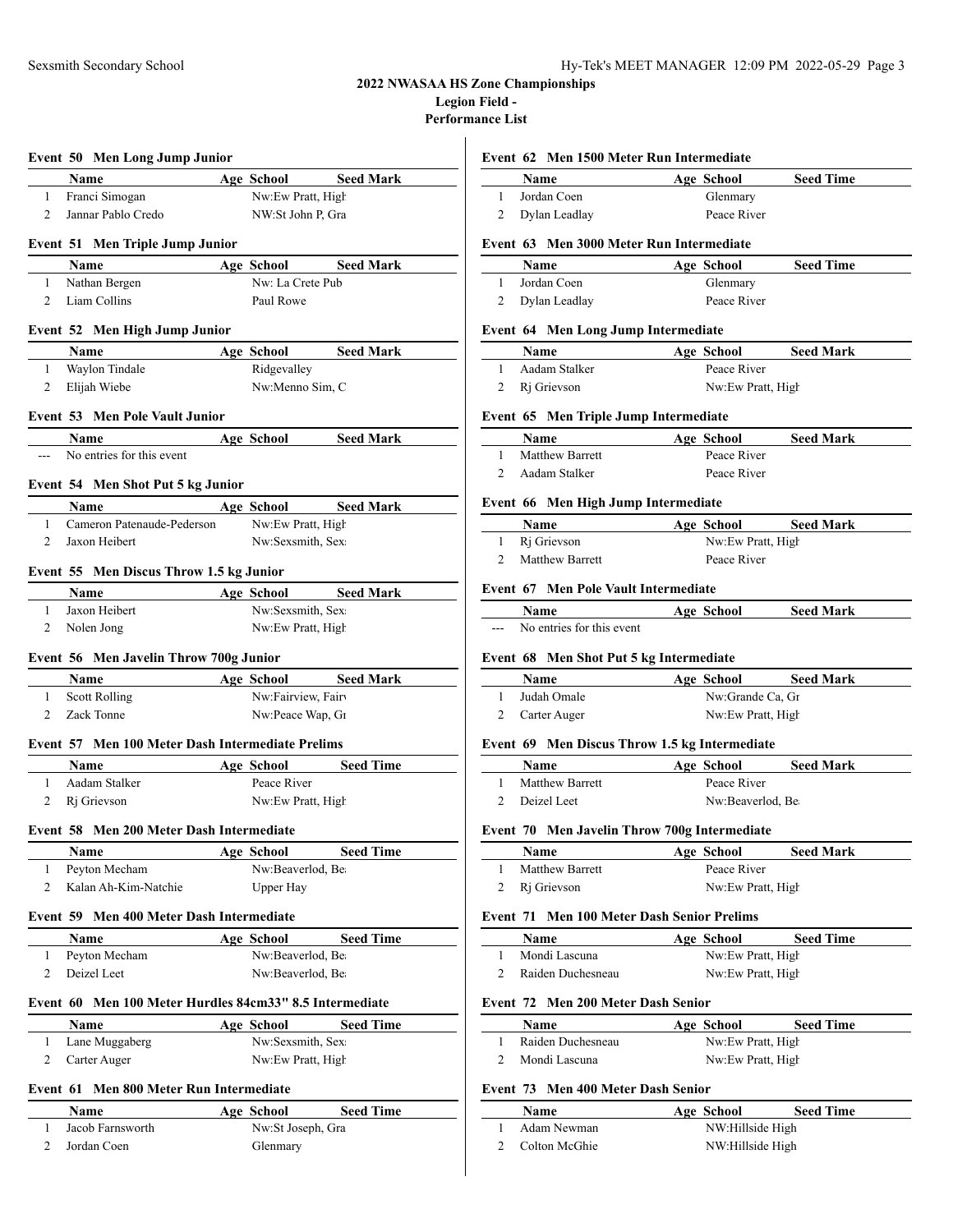# 2022 NWASAA HS Zone Championships

## Legion Field -

## Performance List

### Event 50 Men Long Jump Junior

| | Name | Age | School | Seed Mark |
|---|---|---|---|---|
| 1 | Franci Simogan | | Nw:Ew Pratt, High | |
| 2 | Jannar Pablo Credo | | NW:St John P, Gra | |

### Event 51 Men Triple Jump Junior

| | Name | Age | School | Seed Mark |
|---|---|---|---|---|
| 1 | Nathan Bergen | | Nw: La Crete Pub | |
| 2 | Liam Collins | | Paul Rowe | |

### Event 52 Men High Jump Junior

| | Name | Age | School | Seed Mark |
|---|---|---|---|---|
| 1 | Waylon Tindale | | Ridgevalley | |
| 2 | Elijah Wiebe | | Nw:Menno Sim, C | |

### Event 53 Men Pole Vault Junior

| | Name | Age | School | Seed Mark |
|---|---|---|---|---|
| --- | No entries for this event | | | |

### Event 54 Men Shot Put 5 kg Junior

| | Name | Age | School | Seed Mark |
|---|---|---|---|---|
| 1 | Cameron Patenaude-Pederson | | Nw:Ew Pratt, High | |
| 2 | Jaxon Heibert | | Nw:Sexsmith, Sex | |

### Event 55 Men Discus Throw 1.5 kg Junior

| | Name | Age | School | Seed Mark |
|---|---|---|---|---|
| 1 | Jaxon Heibert | | Nw:Sexsmith, Sex | |
| 2 | Nolen Jong | | Nw:Ew Pratt, High | |

### Event 56 Men Javelin Throw 700g Junior

| | Name | Age | School | Seed Mark |
|---|---|---|---|---|
| 1 | Scott Rolling | | Nw:Fairview, Fairv | |
| 2 | Zack Tonne | | Nw:Peace Wap, Gr | |

### Event 57 Men 100 Meter Dash Intermediate Prelims

| | Name | Age | School | Seed Time |
|---|---|---|---|---|
| 1 | Aadam Stalker | | Peace River | |
| 2 | Rj Grievson | | Nw:Ew Pratt, High | |

### Event 58 Men 200 Meter Dash Intermediate

| | Name | Age | School | Seed Time |
|---|---|---|---|---|
| 1 | Peyton Mecham | | Nw:Beaverlod, Be | |
| 2 | Kalan Ah-Kim-Natchie | | Upper Hay | |

### Event 59 Men 400 Meter Dash Intermediate

| | Name | Age | School | Seed Time |
|---|---|---|---|---|
| 1 | Peyton Mecham | | Nw:Beaverlod, Be | |
| 2 | Deizel Leet | | Nw:Beaverlod, Be | |

### Event 60 Men 100 Meter Hurdles 84cm33" 8.5 Intermediate

| | Name | Age | School | Seed Time |
|---|---|---|---|---|
| 1 | Lane Muggaberg | | Nw:Sexsmith, Sex | |
| 2 | Carter Auger | | Nw:Ew Pratt, High | |

### Event 61 Men 800 Meter Run Intermediate

| | Name | Age | School | Seed Time |
|---|---|---|---|---|
| 1 | Jacob Farnsworth | | Nw:St Joseph, Gra | |
| 2 | Jordan Coen | | Glenmary | |

### Event 62 Men 1500 Meter Run Intermediate

| | Name | Age | School | Seed Time |
|---|---|---|---|---|
| 1 | Jordan Coen | | Glenmary | |
| 2 | Dylan Leadlay | | Peace River | |

### Event 63 Men 3000 Meter Run Intermediate

| | Name | Age | School | Seed Time |
|---|---|---|---|---|
| 1 | Jordan Coen | | Glenmary | |
| 2 | Dylan Leadlay | | Peace River | |

### Event 64 Men Long Jump Intermediate

| | Name | Age | School | Seed Mark |
|---|---|---|---|---|
| 1 | Aadam Stalker | | Peace River | |
| 2 | Rj Grievson | | Nw:Ew Pratt, High | |

### Event 65 Men Triple Jump Intermediate

| | Name | Age | School | Seed Mark |
|---|---|---|---|---|
| 1 | Matthew Barrett | | Peace River | |
| 2 | Aadam Stalker | | Peace River | |

### Event 66 Men High Jump Intermediate

| | Name | Age | School | Seed Mark |
|---|---|---|---|---|
| 1 | Rj Grievson | | Nw:Ew Pratt, High | |
| 2 | Matthew Barrett | | Peace River | |

### Event 67 Men Pole Vault Intermediate

| | Name | Age | School | Seed Mark |
|---|---|---|---|---|
| --- | No entries for this event | | | |

### Event 68 Men Shot Put 5 kg Intermediate

| | Name | Age | School | Seed Mark |
|---|---|---|---|---|
| 1 | Judah Omale | | Nw:Grande Ca, Gr | |
| 2 | Carter Auger | | Nw:Ew Pratt, High | |

### Event 69 Men Discus Throw 1.5 kg Intermediate

| | Name | Age | School | Seed Mark |
|---|---|---|---|---|
| 1 | Matthew Barrett | | Peace River | |
| 2 | Deizel Leet | | Nw:Beaverlod, Be | |

### Event 70 Men Javelin Throw 700g Intermediate

| | Name | Age | School | Seed Mark |
|---|---|---|---|---|
| 1 | Matthew Barrett | | Peace River | |
| 2 | Rj Grievson | | Nw:Ew Pratt, High | |

### Event 71 Men 100 Meter Dash Senior Prelims

| | Name | Age | School | Seed Time |
|---|---|---|---|---|
| 1 | Mondi Lascuna | | Nw:Ew Pratt, High | |
| 2 | Raiden Duchesneau | | Nw:Ew Pratt, High | |

### Event 72 Men 200 Meter Dash Senior

| | Name | Age | School | Seed Time |
|---|---|---|---|---|
| 1 | Raiden Duchesneau | | Nw:Ew Pratt, High | |
| 2 | Mondi Lascuna | | Nw:Ew Pratt, High | |

### Event 73 Men 400 Meter Dash Senior

| | Name | Age | School | Seed Time |
|---|---|---|---|---|
| 1 | Adam Newman | | NW:Hillside High | |
| 2 | Colton McGhie | | NW:Hillside High | |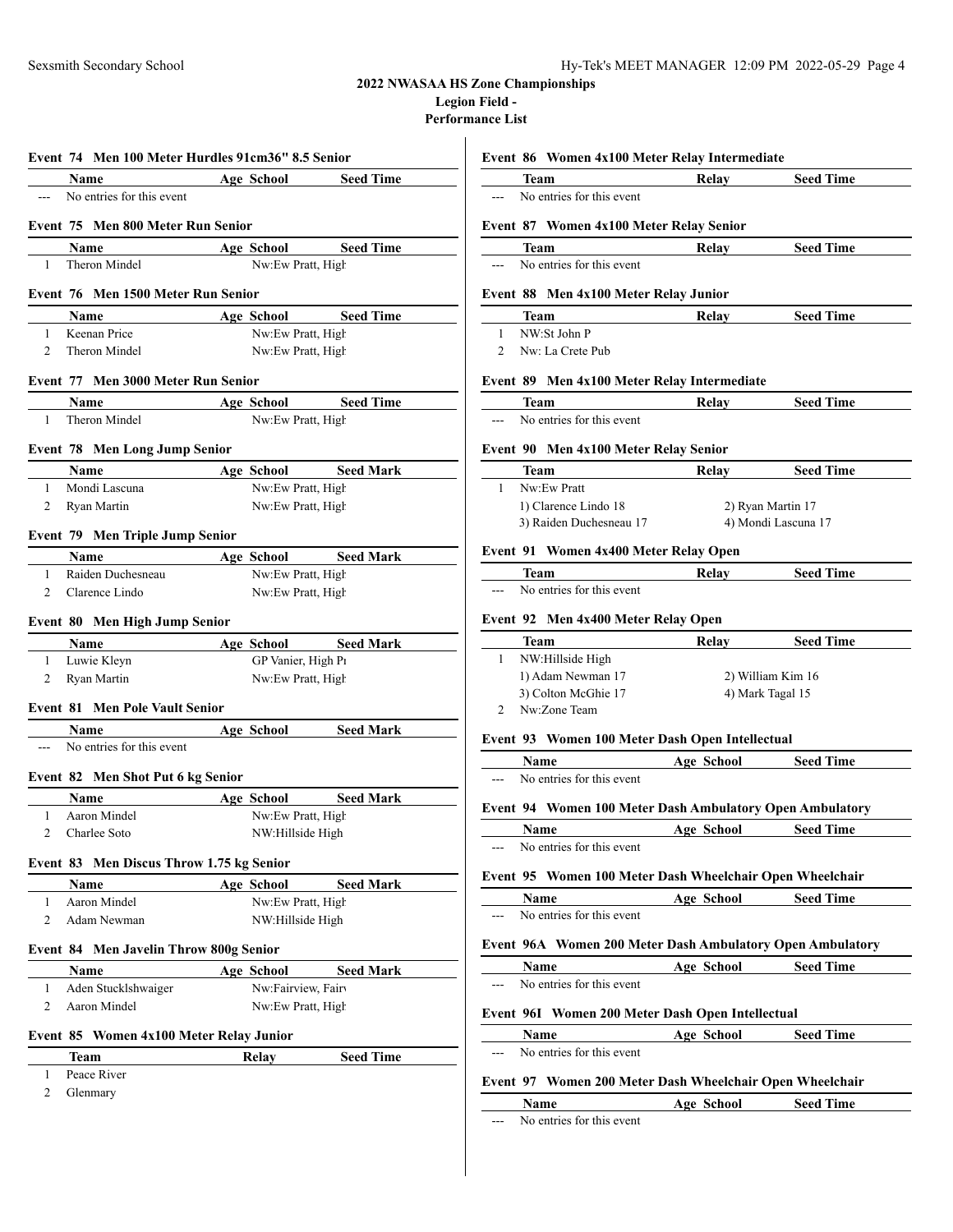# 2022 NWASAA HS Zone Championships

**Legion Field -**

**Performance List**

### Event 74 Men 100 Meter Hurdles 91cm36" 8.5 Senior

| | Name | Age | School | Seed Time |
|---|---|---|---|---|
| --- | No entries for this event | | | |

### Event 75 Men 800 Meter Run Senior

| | Name | Age | School | Seed Time |
|---|---|---|---|---|
| 1 | Theron Mindel | | Nw:Ew Pratt, High | |

### Event 76 Men 1500 Meter Run Senior

| | Name | Age | School | Seed Time |
|---|---|---|---|---|
| 1 | Keenan Price | | Nw:Ew Pratt, High | |
| 2 | Theron Mindel | | Nw:Ew Pratt, High | |

### Event 77 Men 3000 Meter Run Senior

| | Name | Age | School | Seed Time |
|---|---|---|---|---|
| 1 | Theron Mindel | | Nw:Ew Pratt, High | |

### Event 78 Men Long Jump Senior

| | Name | Age | School | Seed Mark |
|---|---|---|---|---|
| 1 | Mondi Lascuna | | Nw:Ew Pratt, High | |
| 2 | Ryan Martin | | Nw:Ew Pratt, High | |

### Event 79 Men Triple Jump Senior

| | Name | Age | School | Seed Mark |
|---|---|---|---|---|
| 1 | Raiden Duchesneau | | Nw:Ew Pratt, High | |
| 2 | Clarence Lindo | | Nw:Ew Pratt, High | |

### Event 80 Men High Jump Senior

| | Name | Age | School | Seed Mark |
|---|---|---|---|---|
| 1 | Luwie Kleyn | | GP Vanier, High Pr | |
| 2 | Ryan Martin | | Nw:Ew Pratt, High | |

### Event 81 Men Pole Vault Senior

| | Name | Age | School | Seed Mark |
|---|---|---|---|---|
| --- | No entries for this event | | | |

### Event 82 Men Shot Put 6 kg Senior

| | Name | Age | School | Seed Mark |
|---|---|---|---|---|
| 1 | Aaron Mindel | | Nw:Ew Pratt, High | |
| 2 | Charlee Soto | | NW:Hillside High | |

### Event 83 Men Discus Throw 1.75 kg Senior

| | Name | Age | School | Seed Mark |
|---|---|---|---|---|
| 1 | Aaron Mindel | | Nw:Ew Pratt, High | |
| 2 | Adam Newman | | NW:Hillside High | |

### Event 84 Men Javelin Throw 800g Senior

| | Name | Age | School | Seed Mark |
|---|---|---|---|---|
| 1 | Aden Stucklshwaiger | | Nw:Fairview, Fairv | |
| 2 | Aaron Mindel | | Nw:Ew Pratt, High | |

### Event 85 Women 4x100 Meter Relay Junior

| | Team | Relay | Seed Time |
|---|---|---|---|
| 1 | Peace River | | |
| 2 | Glenmary | | |

### Event 86 Women 4x100 Meter Relay Intermediate

| | Team | Relay | Seed Time |
|---|---|---|---|
| --- | No entries for this event | | |

### Event 87 Women 4x100 Meter Relay Senior

| | Team | Relay | Seed Time |
|---|---|---|---|
| --- | No entries for this event | | |

### Event 88 Men 4x100 Meter Relay Junior

| | Team | Relay | Seed Time |
|---|---|---|---|
| 1 | NW:St John P | | |
| 2 | Nw: La Crete Pub | | |

### Event 89 Men 4x100 Meter Relay Intermediate

| | Team | Relay | Seed Time |
|---|---|---|---|
| --- | No entries for this event | | |

### Event 90 Men 4x100 Meter Relay Senior

| | Team | Relay | Seed Time |
|---|---|---|---|
| 1 | Nw:Ew Pratt | | |
| | 1) Clarence Lindo 18 | 2) Ryan Martin 17 | |
| | 3) Raiden Duchesneau 17 | 4) Mondi Lascuna 17 | |

### Event 91 Women 4x400 Meter Relay Open

| | Team | Relay | Seed Time |
|---|---|---|---|
| --- | No entries for this event | | |

### Event 92 Men 4x400 Meter Relay Open

| | Team | Relay | Seed Time |
|---|---|---|---|
| 1 | NW:Hillside High | | |
| | 1) Adam Newman 17 | 2) William Kim 16 | |
| | 3) Colton McGhie 17 | 4) Mark Tagal 15 | |
| 2 | Nw:Zone Team | | |

### Event 93 Women 100 Meter Dash Open Intellectual

| | Name | Age | School | Seed Time |
|---|---|---|---|---|
| --- | No entries for this event | | | |

### Event 94 Women 100 Meter Dash Ambulatory Open Ambulatory

| | Name | Age | School | Seed Time |
|---|---|---|---|---|
| --- | No entries for this event | | | |

### Event 95 Women 100 Meter Dash Wheelchair Open Wheelchair

| | Name | Age | School | Seed Time |
|---|---|---|---|---|
| --- | No entries for this event | | | |

### Event 96A Women 200 Meter Dash Ambulatory Open Ambulatory

| | Name | Age | School | Seed Time |
|---|---|---|---|---|
| --- | No entries for this event | | | |

### Event 96I Women 200 Meter Dash Open Intellectual

| | Name | Age | School | Seed Time |
|---|---|---|---|---|
| --- | No entries for this event | | | |

### Event 97 Women 200 Meter Dash Wheelchair Open Wheelchair

| | Name | Age | School | Seed Time |
|---|---|---|---|---|
| --- | No entries for this event | | | |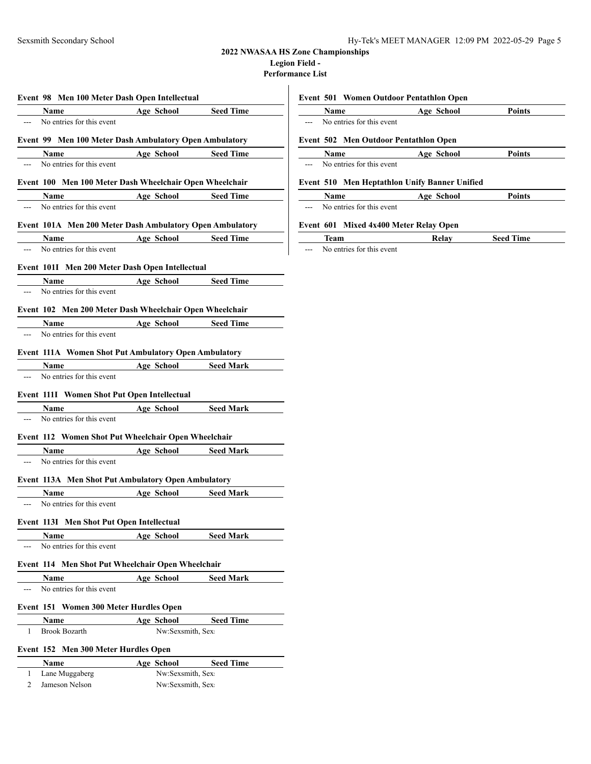### Event 98 Men 100 Meter Dash Open Intellectual

| | Name | Age | School | Seed Time |
|---|---|---|---|---|
| --- | No entries for this event | | | |

### Event 99 Men 100 Meter Dash Ambulatory Open Ambulatory

| | Name | Age | School | Seed Time |
|---|---|---|---|---|
| --- | No entries for this event | | | |

### Event 100 Men 100 Meter Dash Wheelchair Open Wheelchair

| | Name | Age | School | Seed Time |
|---|---|---|---|---|
| --- | No entries for this event | | | |

### Event 101A Men 200 Meter Dash Ambulatory Open Ambulatory

| | Name | Age | School | Seed Time |
|---|---|---|---|---|
| --- | No entries for this event | | | |

### Event 101I Men 200 Meter Dash Open Intellectual

| | Name | Age | School | Seed Time |
|---|---|---|---|---|
| --- | No entries for this event | | | |

### Event 102 Men 200 Meter Dash Wheelchair Open Wheelchair

| | Name | Age | School | Seed Time |
|---|---|---|---|---|
| --- | No entries for this event | | | |

### Event 111A Women Shot Put Ambulatory Open Ambulatory

| | Name | Age | School | Seed Mark |
|---|---|---|---|---|
| --- | No entries for this event | | | |

### Event 111I Women Shot Put Open Intellectual

| | Name | Age | School | Seed Mark |
|---|---|---|---|---|
| --- | No entries for this event | | | |

### Event 112 Women Shot Put Wheelchair Open Wheelchair

| | Name | Age | School | Seed Mark |
|---|---|---|---|---|
| --- | No entries for this event | | | |

### Event 113A Men Shot Put Ambulatory Open Ambulatory

| | Name | Age | School | Seed Mark |
|---|---|---|---|---|
| --- | No entries for this event | | | |

### Event 113I Men Shot Put Open Intellectual

| | Name | Age | School | Seed Mark |
|---|---|---|---|---|
| --- | No entries for this event | | | |

### Event 114 Men Shot Put Wheelchair Open Wheelchair

| | Name | Age | School | Seed Mark |
|---|---|---|---|---|
| --- | No entries for this event | | | |

### Event 151 Women 300 Meter Hurdles Open

| | Name | Age | School | Seed Time |
|---|---|---|---|---|
| 1 | Brook Bozarth | | Nw:Sexsmith, Sex | |

### Event 152 Men 300 Meter Hurdles Open

| | Name | Age | School | Seed Time |
|---|---|---|---|---|
| 1 | Lane Muggaberg | | Nw:Sexsmith, Sex | |
| 2 | Jameson Nelson | | Nw:Sexsmith, Sex | |

### Event 501 Women Outdoor Pentathlon Open

| | Name | Age | School | Points |
|---|---|---|---|---|
| --- | No entries for this event | | | |

### Event 502 Men Outdoor Pentathlon Open

| | Name | Age | School | Points |
|---|---|---|---|---|
| --- | No entries for this event | | | |

### Event 510 Men Heptathlon Unify Banner Unified

| | Name | Age | School | Points |
|---|---|---|---|---|
| --- | No entries for this event | | | |

### Event 601 Mixed 4x400 Meter Relay Open

| | Team | Relay | Seed Time |
|---|---|---|---|
| --- | No entries for this event | | |